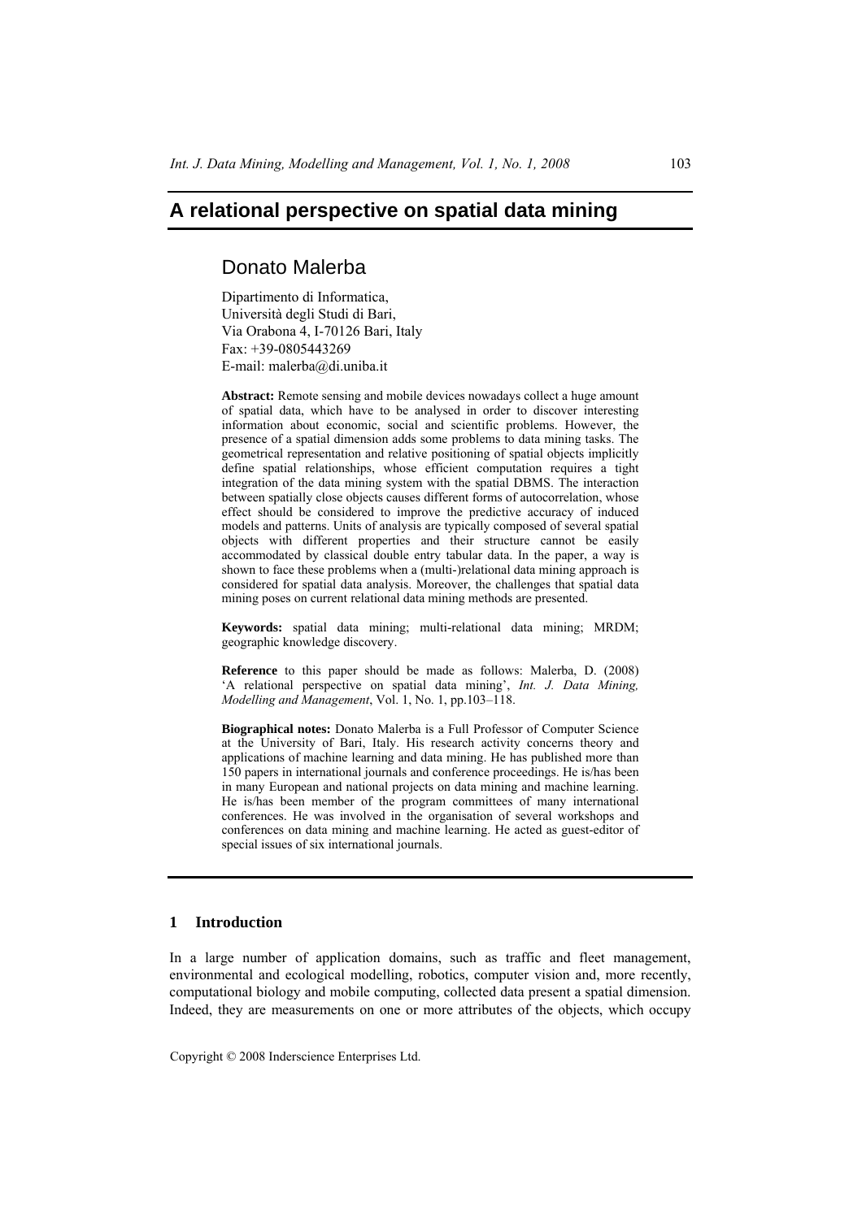# A relational perspective on spatial data mining

## Donato Malerba

Dipartimento di Informatica,
Università degli Studi di Bari,
Via Orabona 4, I-70126 Bari, Italy
Fax: +39-0805443269
E-mail: malerba@di.uniba.it

**Abstract:** Remote sensing and mobile devices nowadays collect a huge amount of spatial data, which have to be analysed in order to discover interesting information about economic, social and scientific problems. However, the presence of a spatial dimension adds some problems to data mining tasks. The geometrical representation and relative positioning of spatial objects implicitly define spatial relationships, whose efficient computation requires a tight integration of the data mining system with the spatial DBMS. The interaction between spatially close objects causes different forms of autocorrelation, whose effect should be considered to improve the predictive accuracy of induced models and patterns. Units of analysis are typically composed of several spatial objects with different properties and their structure cannot be easily accommodated by classical double entry tabular data. In the paper, a way is shown to face these problems when a (multi-)relational data mining approach is considered for spatial data analysis. Moreover, the challenges that spatial data mining poses on current relational data mining methods are presented.

**Keywords:** spatial data mining; multi-relational data mining; MRDM; geographic knowledge discovery.

**Reference** to this paper should be made as follows: Malerba, D. (2008) 'A relational perspective on spatial data mining', *Int. J. Data Mining, Modelling and Management*, Vol. 1, No. 1, pp.103–118.

**Biographical notes:** Donato Malerba is a Full Professor of Computer Science at the University of Bari, Italy. His research activity concerns theory and applications of machine learning and data mining. He has published more than 150 papers in international journals and conference proceedings. He is/has been in many European and national projects on data mining and machine learning. He is/has been member of the program committees of many international conferences. He was involved in the organisation of several workshops and conferences on data mining and machine learning. He acted as guest-editor of special issues of six international journals.

## 1 Introduction

In a large number of application domains, such as traffic and fleet management, environmental and ecological modelling, robotics, computer vision and, more recently, computational biology and mobile computing, collected data present a spatial dimension. Indeed, they are measurements on one or more attributes of the objects, which occupy

Copyright © 2008 Inderscience Enterprises Ltd.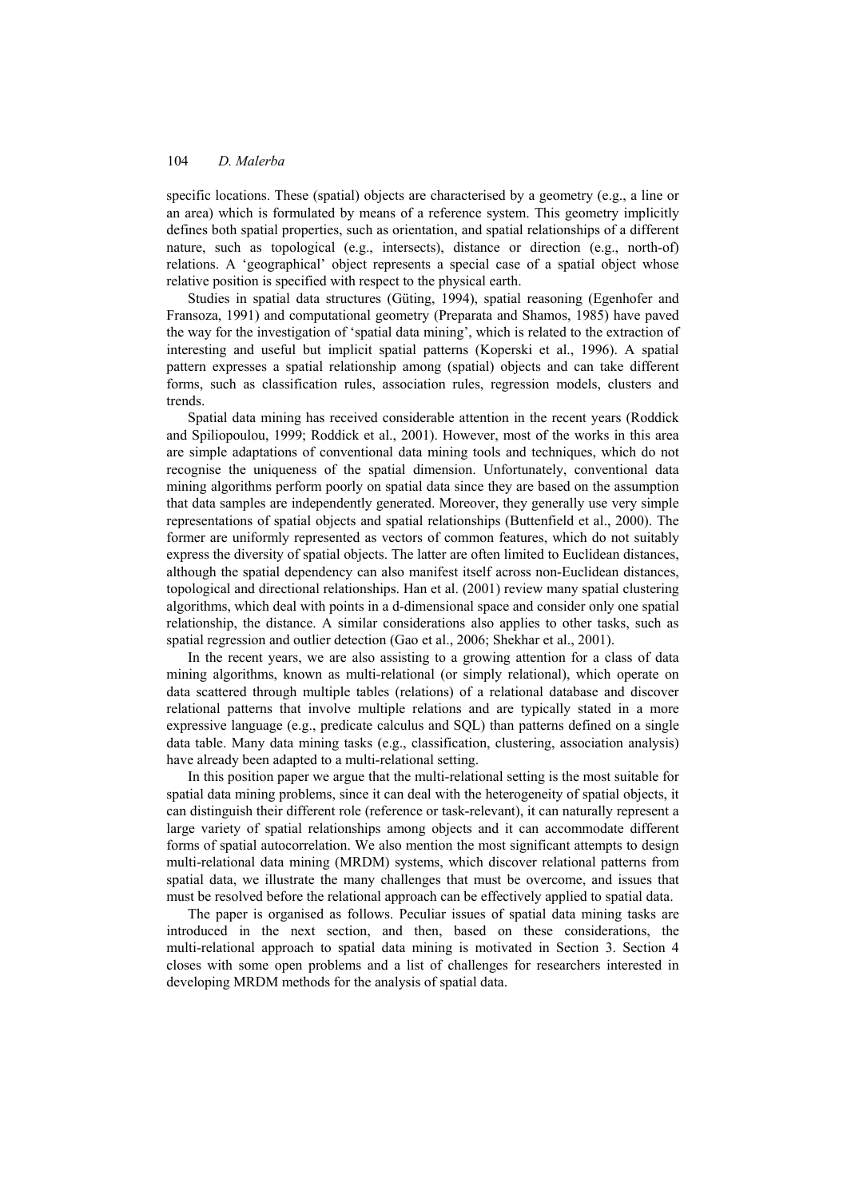specific locations. These (spatial) objects are characterised by a geometry (e.g., a line or an area) which is formulated by means of a reference system. This geometry implicitly defines both spatial properties, such as orientation, and spatial relationships of a different nature, such as topological (e.g., intersects), distance or direction (e.g., north-of) relations. A 'geographical' object represents a special case of a spatial object whose relative position is specified with respect to the physical earth.

Studies in spatial data structures (Güting, 1994), spatial reasoning (Egenhofer and Fransoza, 1991) and computational geometry (Preparata and Shamos, 1985) have paved the way for the investigation of 'spatial data mining', which is related to the extraction of interesting and useful but implicit spatial patterns (Koperski et al., 1996). A spatial pattern expresses a spatial relationship among (spatial) objects and can take different forms, such as classification rules, association rules, regression models, clusters and trends.

Spatial data mining has received considerable attention in the recent years (Roddick and Spiliopoulou, 1999; Roddick et al., 2001). However, most of the works in this area are simple adaptations of conventional data mining tools and techniques, which do not recognise the uniqueness of the spatial dimension. Unfortunately, conventional data mining algorithms perform poorly on spatial data since they are based on the assumption that data samples are independently generated. Moreover, they generally use very simple representations of spatial objects and spatial relationships (Buttenfield et al., 2000). The former are uniformly represented as vectors of common features, which do not suitably express the diversity of spatial objects. The latter are often limited to Euclidean distances, although the spatial dependency can also manifest itself across non-Euclidean distances, topological and directional relationships. Han et al. (2001) review many spatial clustering algorithms, which deal with points in a d-dimensional space and consider only one spatial relationship, the distance. A similar considerations also applies to other tasks, such as spatial regression and outlier detection (Gao et al., 2006; Shekhar et al., 2001).

In the recent years, we are also assisting to a growing attention for a class of data mining algorithms, known as multi-relational (or simply relational), which operate on data scattered through multiple tables (relations) of a relational database and discover relational patterns that involve multiple relations and are typically stated in a more expressive language (e.g., predicate calculus and SQL) than patterns defined on a single data table. Many data mining tasks (e.g., classification, clustering, association analysis) have already been adapted to a multi-relational setting.

In this position paper we argue that the multi-relational setting is the most suitable for spatial data mining problems, since it can deal with the heterogeneity of spatial objects, it can distinguish their different role (reference or task-relevant), it can naturally represent a large variety of spatial relationships among objects and it can accommodate different forms of spatial autocorrelation. We also mention the most significant attempts to design multi-relational data mining (MRDM) systems, which discover relational patterns from spatial data, we illustrate the many challenges that must be overcome, and issues that must be resolved before the relational approach can be effectively applied to spatial data.

The paper is organised as follows. Peculiar issues of spatial data mining tasks are introduced in the next section, and then, based on these considerations, the multi-relational approach to spatial data mining is motivated in Section 3. Section 4 closes with some open problems and a list of challenges for researchers interested in developing MRDM methods for the analysis of spatial data.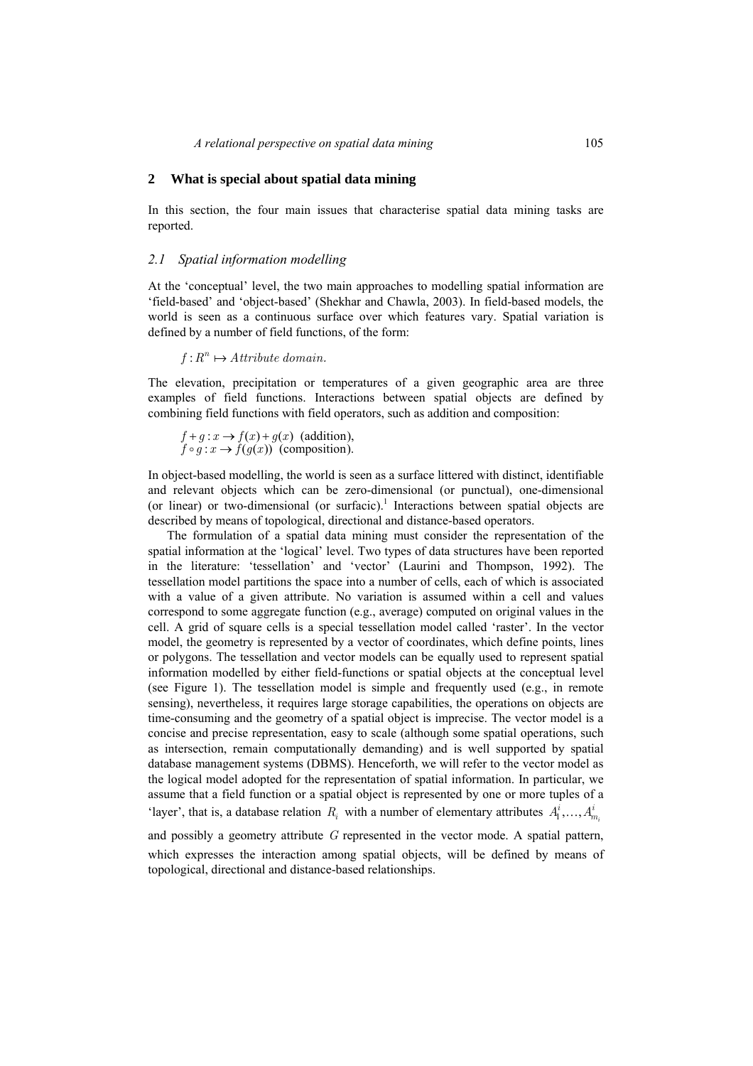## 2 What is special about spatial data mining

In this section, the four main issues that characterise spatial data mining tasks are reported.

### 2.1 Spatial information modelling

At the 'conceptual' level, the two main approaches to modelling spatial information are 'field-based' and 'object-based' (Shekhar and Chawla, 2003). In field-based models, the world is seen as a continuous surface over which features vary. Spatial variation is defined by a number of field functions, of the form:

$$f : R^n \mapsto Attribute\ domain.$$

The elevation, precipitation or temperatures of a given geographic area are three examples of field functions. Interactions between spatial objects are defined by combining field functions with field operators, such as addition and composition:

$$f + g : x \rightarrow f(x) + g(x) \text{ (addition),}$$
$$f \circ g : x \rightarrow f(g(x)) \text{ (composition).}$$

In object-based modelling, the world is seen as a surface littered with distinct, identifiable and relevant objects which can be zero-dimensional (or punctual), one-dimensional (or linear) or two-dimensional (or surfacic).[1] Interactions between spatial objects are described by means of topological, directional and distance-based operators.

The formulation of a spatial data mining must consider the representation of the spatial information at the 'logical' level. Two types of data structures have been reported in the literature: 'tessellation' and 'vector' (Laurini and Thompson, 1992). The tessellation model partitions the space into a number of cells, each of which is associated with a value of a given attribute. No variation is assumed within a cell and values correspond to some aggregate function (e.g., average) computed on original values in the cell. A grid of square cells is a special tessellation model called 'raster'. In the vector model, the geometry is represented by a vector of coordinates, which define points, lines or polygons. The tessellation and vector models can be equally used to represent spatial information modelled by either field-functions or spatial objects at the conceptual level (see Figure 1). The tessellation model is simple and frequently used (e.g., in remote sensing), nevertheless, it requires large storage capabilities, the operations on objects are time-consuming and the geometry of a spatial object is imprecise. The vector model is a concise and precise representation, easy to scale (although some spatial operations, such as intersection, remain computationally demanding) and is well supported by spatial database management systems (DBMS). Henceforth, we will refer to the vector model as the logical model adopted for the representation of spatial information. In particular, we assume that a field function or a spatial object is represented by one or more tuples of a 'layer', that is, a database relation $R_i$ with a number of elementary attributes $A_1^i, \ldots, A_{m_i}^i$ and possibly a geometry attribute $G$ represented in the vector mode. A spatial pattern, which expresses the interaction among spatial objects, will be defined by means of topological, directional and distance-based relationships.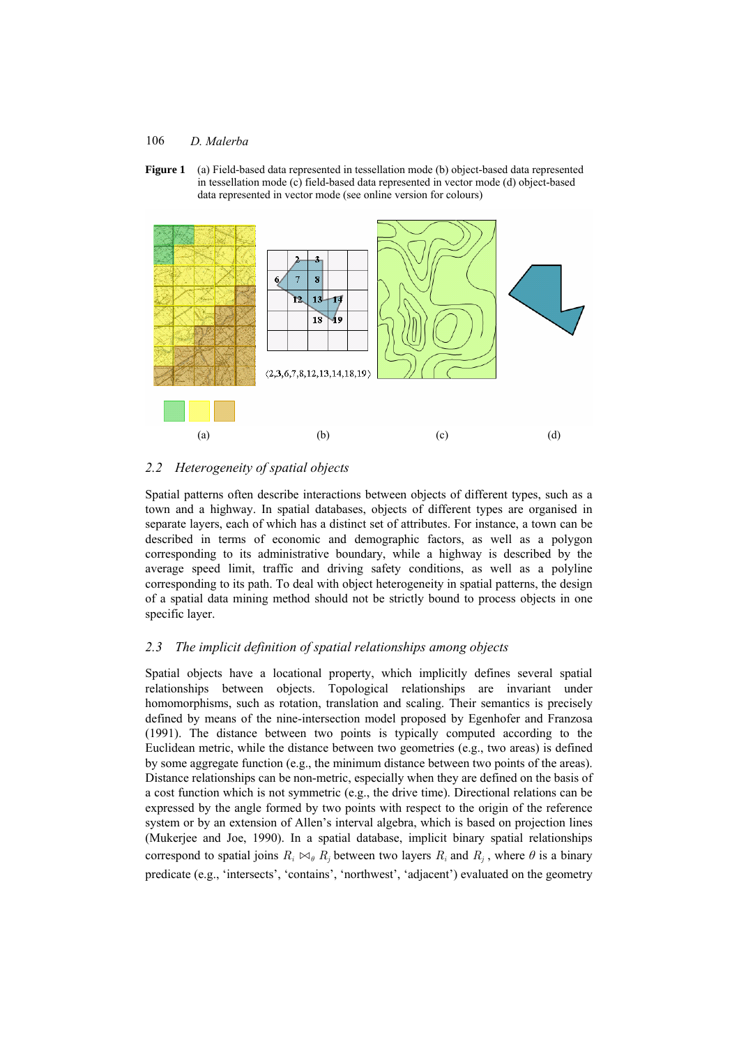**Figure 1** (a) Field-based data represented in tessellation mode (b) object-based data represented in tessellation mode (c) field-based data represented in vector mode (d) object-based data represented in vector mode (see online version for colours)

## 2.2 Heterogeneity of spatial objects

Spatial patterns often describe interactions between objects of different types, such as a town and a highway. In spatial databases, objects of different types are organised in separate layers, each of which has a distinct set of attributes. For instance, a town can be described in terms of economic and demographic factors, as well as a polygon corresponding to its administrative boundary, while a highway is described by the average speed limit, traffic and driving safety conditions, as well as a polyline corresponding to its path. To deal with object heterogeneity in spatial patterns, the design of a spatial data mining method should not be strictly bound to process objects in one specific layer.

## 2.3 The implicit definition of spatial relationships among objects

Spatial objects have a locational property, which implicitly defines several spatial relationships between objects. Topological relationships are invariant under homomorphisms, such as rotation, translation and scaling. Their semantics is precisely defined by means of the nine-intersection model proposed by Egenhofer and Franzosa (1991). The distance between two points is typically computed according to the Euclidean metric, while the distance between two geometries (e.g., two areas) is defined by some aggregate function (e.g., the minimum distance between two points of the areas). Distance relationships can be non-metric, especially when they are defined on the basis of a cost function which is not symmetric (e.g., the drive time). Directional relations can be expressed by the angle formed by two points with respect to the origin of the reference system or by an extension of Allen's interval algebra, which is based on projection lines (Mukerjee and Joe, 1990). In a spatial database, implicit binary spatial relationships correspond to spatial joins $R_i \bowtie_\theta R_j$ between two layers $R_i$ and $R_j$, where $\theta$ is a binary predicate (e.g., 'intersects', 'contains', 'northwest', 'adjacent') evaluated on the geometry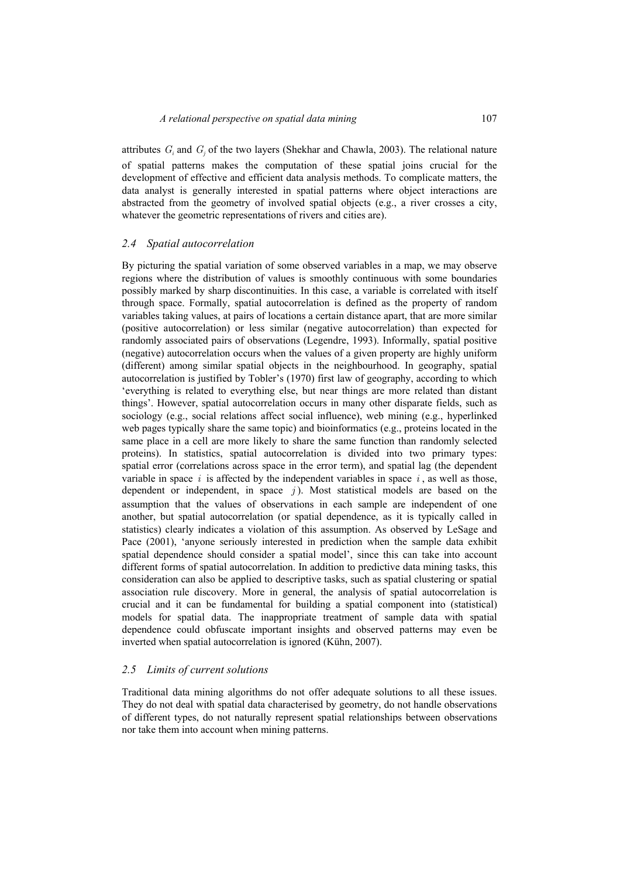attributes $G_i$ and $G_j$ of the two layers (Shekhar and Chawla, 2003). The relational nature of spatial patterns makes the computation of these spatial joins crucial for the development of effective and efficient data analysis methods. To complicate matters, the data analyst is generally interested in spatial patterns where object interactions are abstracted from the geometry of involved spatial objects (e.g., a river crosses a city, whatever the geometric representations of rivers and cities are).

### *2.4 Spatial autocorrelation*

By picturing the spatial variation of some observed variables in a map, we may observe regions where the distribution of values is smoothly continuous with some boundaries possibly marked by sharp discontinuities. In this case, a variable is correlated with itself through space. Formally, spatial autocorrelation is defined as the property of random variables taking values, at pairs of locations a certain distance apart, that are more similar (positive autocorrelation) or less similar (negative autocorrelation) than expected for randomly associated pairs of observations (Legendre, 1993). Informally, spatial positive (negative) autocorrelation occurs when the values of a given property are highly uniform (different) among similar spatial objects in the neighbourhood. In geography, spatial autocorrelation is justified by Tobler's (1970) first law of geography, according to which 'everything is related to everything else, but near things are more related than distant things'. However, spatial autocorrelation occurs in many other disparate fields, such as sociology (e.g., social relations affect social influence), web mining (e.g., hyperlinked web pages typically share the same topic) and bioinformatics (e.g., proteins located in the same place in a cell are more likely to share the same function than randomly selected proteins). In statistics, spatial autocorrelation is divided into two primary types: spatial error (correlations across space in the error term), and spatial lag (the dependent variable in space $i$ is affected by the independent variables in space $i$, as well as those, dependent or independent, in space $j$). Most statistical models are based on the assumption that the values of observations in each sample are independent of one another, but spatial autocorrelation (or spatial dependence, as it is typically called in statistics) clearly indicates a violation of this assumption. As observed by LeSage and Pace (2001), 'anyone seriously interested in prediction when the sample data exhibit spatial dependence should consider a spatial model', since this can take into account different forms of spatial autocorrelation. In addition to predictive data mining tasks, this consideration can also be applied to descriptive tasks, such as spatial clustering or spatial association rule discovery. More in general, the analysis of spatial autocorrelation is crucial and it can be fundamental for building a spatial component into (statistical) models for spatial data. The inappropriate treatment of sample data with spatial dependence could obfuscate important insights and observed patterns may even be inverted when spatial autocorrelation is ignored (Kühn, 2007).

### *2.5 Limits of current solutions*

Traditional data mining algorithms do not offer adequate solutions to all these issues. They do not deal with spatial data characterised by geometry, do not handle observations of different types, do not naturally represent spatial relationships between observations nor take them into account when mining patterns.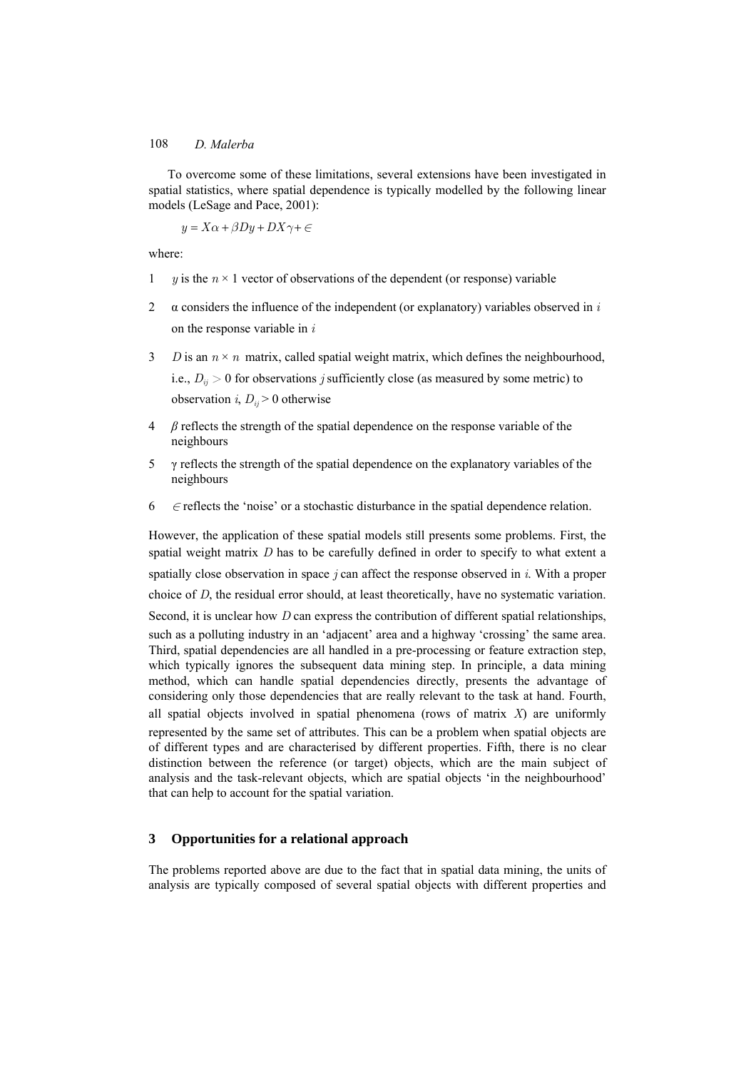To overcome some of these limitations, several extensions have been investigated in spatial statistics, where spatial dependence is typically modelled by the following linear models (LeSage and Pace, 2001):

$$y = X\alpha + \beta Dy + DX\gamma + \in$$

where:

1. $y$ is the $n \times 1$ vector of observations of the dependent (or response) variable
2. α considers the influence of the independent (or explanatory) variables observed in $i$ on the response variable in $i$
3. $D$ is an $n \times n$ matrix, called spatial weight matrix, which defines the neighbourhood, i.e., $D_{ij} > 0$ for observations $j$ sufficiently close (as measured by some metric) to observation $i$, $D_{ij} > 0$ otherwise
4. $\beta$ reflects the strength of the spatial dependence on the response variable of the neighbours
5. γ reflects the strength of the spatial dependence on the explanatory variables of the neighbours
6. $\in$ reflects the 'noise' or a stochastic disturbance in the spatial dependence relation.

However, the application of these spatial models still presents some problems. First, the spatial weight matrix $D$ has to be carefully defined in order to specify to what extent a spatially close observation in space $j$ can affect the response observed in $i$. With a proper choice of $D$, the residual error should, at least theoretically, have no systematic variation. Second, it is unclear how $D$ can express the contribution of different spatial relationships, such as a polluting industry in an 'adjacent' area and a highway 'crossing' the same area. Third, spatial dependencies are all handled in a pre-processing or feature extraction step, which typically ignores the subsequent data mining step. In principle, a data mining method, which can handle spatial dependencies directly, presents the advantage of considering only those dependencies that are really relevant to the task at hand. Fourth, all spatial objects involved in spatial phenomena (rows of matrix $X$) are uniformly represented by the same set of attributes. This can be a problem when spatial objects are of different types and are characterised by different properties. Fifth, there is no clear distinction between the reference (or target) objects, which are the main subject of analysis and the task-relevant objects, which are spatial objects 'in the neighbourhood' that can help to account for the spatial variation.

## 3 Opportunities for a relational approach

The problems reported above are due to the fact that in spatial data mining, the units of analysis are typically composed of several spatial objects with different properties and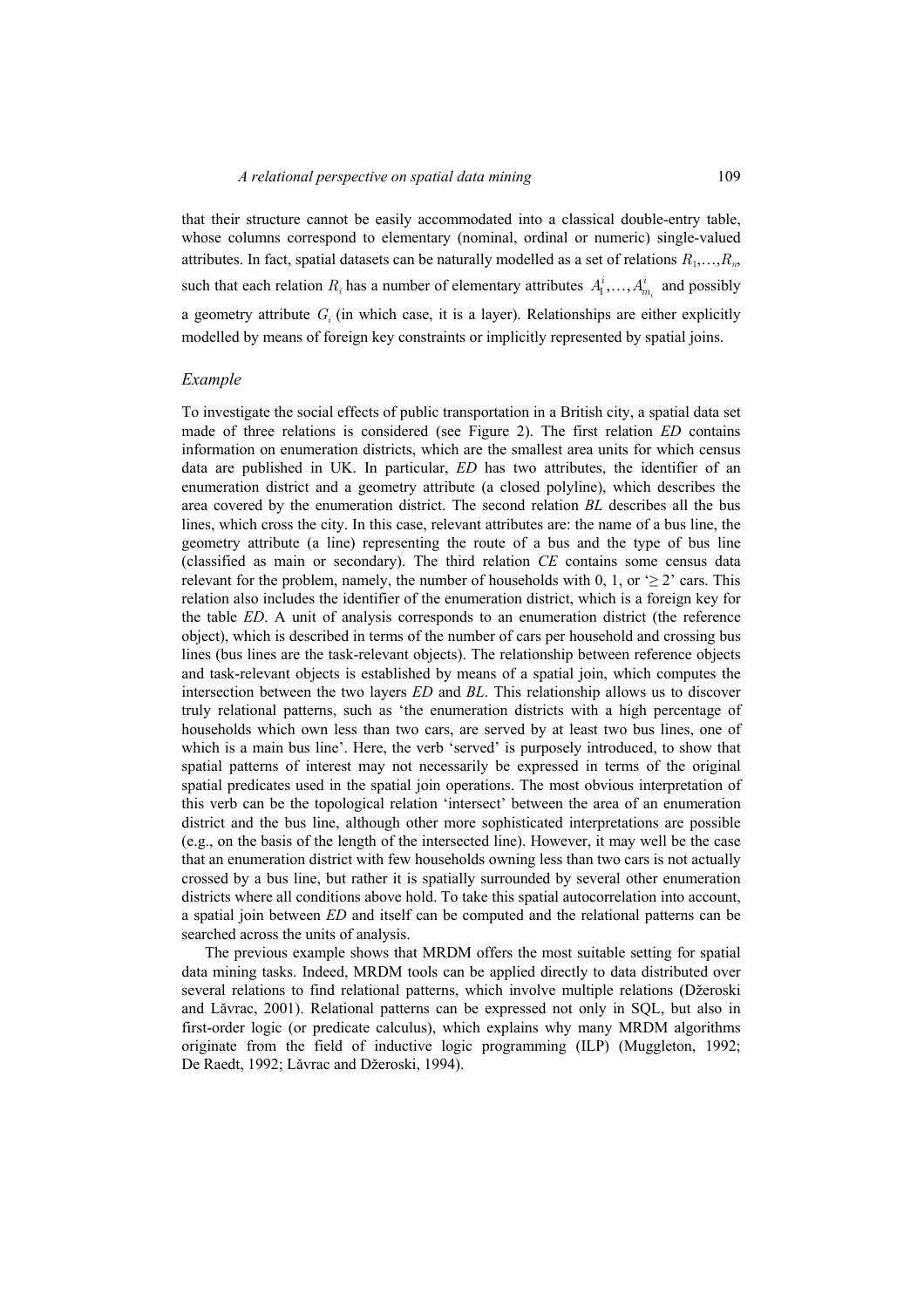that their structure cannot be easily accommodated into a classical double-entry table, whose columns correspond to elementary (nominal, ordinal or numeric) single-valued attributes. In fact, spatial datasets can be naturally modelled as a set of relations $R_1,\ldots,R_n$, such that each relation $R_i$ has a number of elementary attributes $A_1^i,\ldots,A_{m_i}^i$ and possibly a geometry attribute $G_i$ (in which case, it is a layer). Relationships are either explicitly modelled by means of foreign key constraints or implicitly represented by spatial joins.

### *Example*

To investigate the social effects of public transportation in a British city, a spatial data set made of three relations is considered (see Figure 2). The first relation *ED* contains information on enumeration districts, which are the smallest area units for which census data are published in UK. In particular, *ED* has two attributes, the identifier of an enumeration district and a geometry attribute (a closed polyline), which describes the area covered by the enumeration district. The second relation *BL* describes all the bus lines, which cross the city. In this case, relevant attributes are: the name of a bus line, the geometry attribute (a line) representing the route of a bus and the type of bus line (classified as main or secondary). The third relation *CE* contains some census data relevant for the problem, namely, the number of households with 0, 1, or '≥ 2' cars. This relation also includes the identifier of the enumeration district, which is a foreign key for the table *ED*. A unit of analysis corresponds to an enumeration district (the reference object), which is described in terms of the number of cars per household and crossing bus lines (bus lines are the task-relevant objects). The relationship between reference objects and task-relevant objects is established by means of a spatial join, which computes the intersection between the two layers *ED* and *BL*. This relationship allows us to discover truly relational patterns, such as 'the enumeration districts with a high percentage of households which own less than two cars, are served by at least two bus lines, one of which is a main bus line'. Here, the verb 'served' is purposely introduced, to show that spatial patterns of interest may not necessarily be expressed in terms of the original spatial predicates used in the spatial join operations. The most obvious interpretation of this verb can be the topological relation 'intersect' between the area of an enumeration district and the bus line, although other more sophisticated interpretations are possible (e.g., on the basis of the length of the intersected line). However, it may well be the case that an enumeration district with few households owning less than two cars is not actually crossed by a bus line, but rather it is spatially surrounded by several other enumeration districts where all conditions above hold. To take this spatial autocorrelation into account, a spatial join between *ED* and itself can be computed and the relational patterns can be searched across the units of analysis.

The previous example shows that MRDM offers the most suitable setting for spatial data mining tasks. Indeed, MRDM tools can be applied directly to data distributed over several relations to find relational patterns, which involve multiple relations (Džeroski and Lăvrac, 2001). Relational patterns can be expressed not only in SQL, but also in first-order logic (or predicate calculus), which explains why many MRDM algorithms originate from the field of inductive logic programming (ILP) (Muggleton, 1992; De Raedt, 1992; Lăvrac and Džeroski, 1994).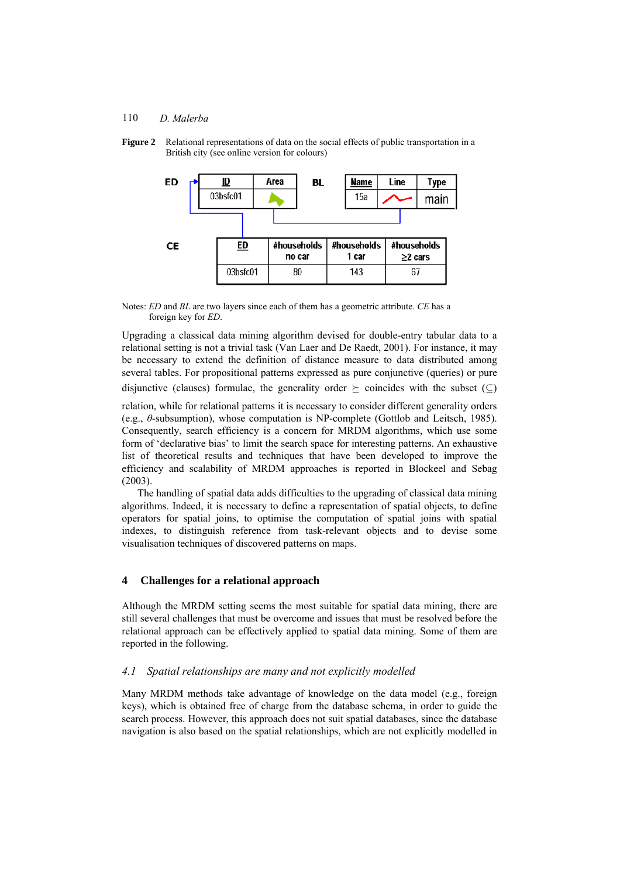**Figure 2** Relational representations of data on the social effects of public transportation in a British city (see online version for colours)

ED

| ID | Area |
|---|---|
| 03bsfc01 | |

BL

| Name | Line | Type |
|---|---|---|
| 15a | | main |

CE

| ED | #households no car | #households 1 car | #households ≥2 cars |
|---|---|---|---|
| 03bsfc01 | 80 | 143 | 67 |

Notes: *ED* and *BL* are two layers since each of them has a geometric attribute. *CE* has a foreign key for *ED*.

Upgrading a classical data mining algorithm devised for double-entry tabular data to a relational setting is not a trivial task (Van Laer and De Raedt, 2001). For instance, it may be necessary to extend the definition of distance measure to data distributed among several tables. For propositional patterns expressed as pure conjunctive (queries) or pure disjunctive (clauses) formulae, the generality order $\succeq$ coincides with the subset ($\subseteq$) relation, while for relational patterns it is necessary to consider different generality orders (e.g., $\theta$-subsumption), whose computation is NP-complete (Gottlob and Leitsch, 1985). Consequently, search efficiency is a concern for MRDM algorithms, which use some form of 'declarative bias' to limit the search space for interesting patterns. An exhaustive list of theoretical results and techniques that have been developed to improve the efficiency and scalability of MRDM approaches is reported in Blockeel and Sebag (2003).

The handling of spatial data adds difficulties to the upgrading of classical data mining algorithms. Indeed, it is necessary to define a representation of spatial objects, to define operators for spatial joins, to optimise the computation of spatial joins with spatial indexes, to distinguish reference from task-relevant objects and to devise some visualisation techniques of discovered patterns on maps.

## 4 Challenges for a relational approach

Although the MRDM setting seems the most suitable for spatial data mining, there are still several challenges that must be overcome and issues that must be resolved before the relational approach can be effectively applied to spatial data mining. Some of them are reported in the following.

### *4.1 Spatial relationships are many and not explicitly modelled*

Many MRDM methods take advantage of knowledge on the data model (e.g., foreign keys), which is obtained free of charge from the database schema, in order to guide the search process. However, this approach does not suit spatial databases, since the database navigation is also based on the spatial relationships, which are not explicitly modelled in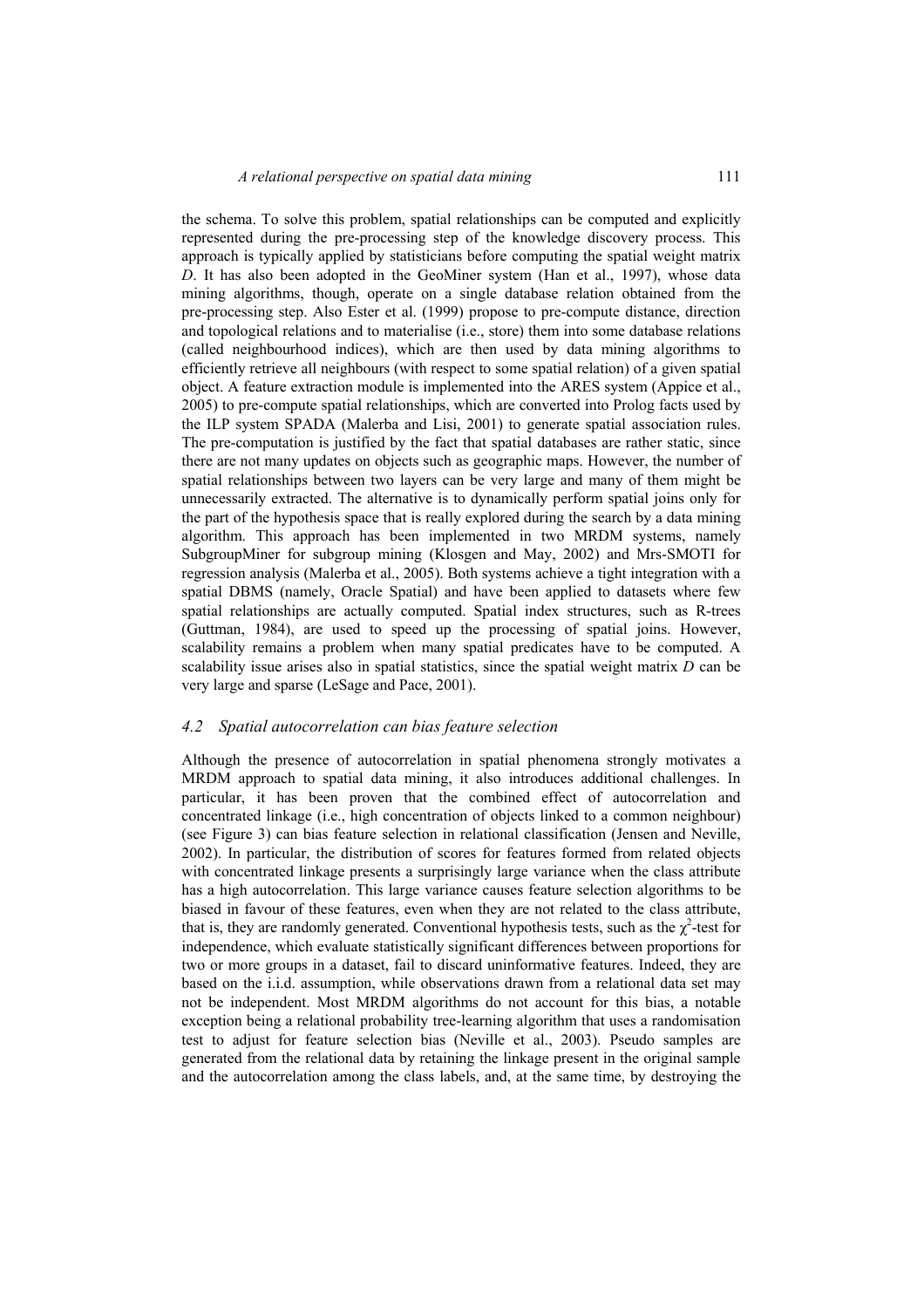the schema. To solve this problem, spatial relationships can be computed and explicitly represented during the pre-processing step of the knowledge discovery process. This approach is typically applied by statisticians before computing the spatial weight matrix *D*. It has also been adopted in the GeoMiner system (Han et al., 1997), whose data mining algorithms, though, operate on a single database relation obtained from the pre-processing step. Also Ester et al. (1999) propose to pre-compute distance, direction and topological relations and to materialise (i.e., store) them into some database relations (called neighbourhood indices), which are then used by data mining algorithms to efficiently retrieve all neighbours (with respect to some spatial relation) of a given spatial object. A feature extraction module is implemented into the ARES system (Appice et al., 2005) to pre-compute spatial relationships, which are converted into Prolog facts used by the ILP system SPADA (Malerba and Lisi, 2001) to generate spatial association rules. The pre-computation is justified by the fact that spatial databases are rather static, since there are not many updates on objects such as geographic maps. However, the number of spatial relationships between two layers can be very large and many of them might be unnecessarily extracted. The alternative is to dynamically perform spatial joins only for the part of the hypothesis space that is really explored during the search by a data mining algorithm. This approach has been implemented in two MRDM systems, namely SubgroupMiner for subgroup mining (Klosgen and May, 2002) and Mrs-SMOTI for regression analysis (Malerba et al., 2005). Both systems achieve a tight integration with a spatial DBMS (namely, Oracle Spatial) and have been applied to datasets where few spatial relationships are actually computed. Spatial index structures, such as R-trees (Guttman, 1984), are used to speed up the processing of spatial joins. However, scalability remains a problem when many spatial predicates have to be computed. A scalability issue arises also in spatial statistics, since the spatial weight matrix *D* can be very large and sparse (LeSage and Pace, 2001).

### *4.2 Spatial autocorrelation can bias feature selection*

Although the presence of autocorrelation in spatial phenomena strongly motivates a MRDM approach to spatial data mining, it also introduces additional challenges. In particular, it has been proven that the combined effect of autocorrelation and concentrated linkage (i.e., high concentration of objects linked to a common neighbour) (see Figure 3) can bias feature selection in relational classification (Jensen and Neville, 2002). In particular, the distribution of scores for features formed from related objects with concentrated linkage presents a surprisingly large variance when the class attribute has a high autocorrelation. This large variance causes feature selection algorithms to be biased in favour of these features, even when they are not related to the class attribute, that is, they are randomly generated. Conventional hypothesis tests, such as the $\chi^2$-test for independence, which evaluate statistically significant differences between proportions for two or more groups in a dataset, fail to discard uninformative features. Indeed, they are based on the i.i.d. assumption, while observations drawn from a relational data set may not be independent. Most MRDM algorithms do not account for this bias, a notable exception being a relational probability tree-learning algorithm that uses a randomisation test to adjust for feature selection bias (Neville et al., 2003). Pseudo samples are generated from the relational data by retaining the linkage present in the original sample and the autocorrelation among the class labels, and, at the same time, by destroying the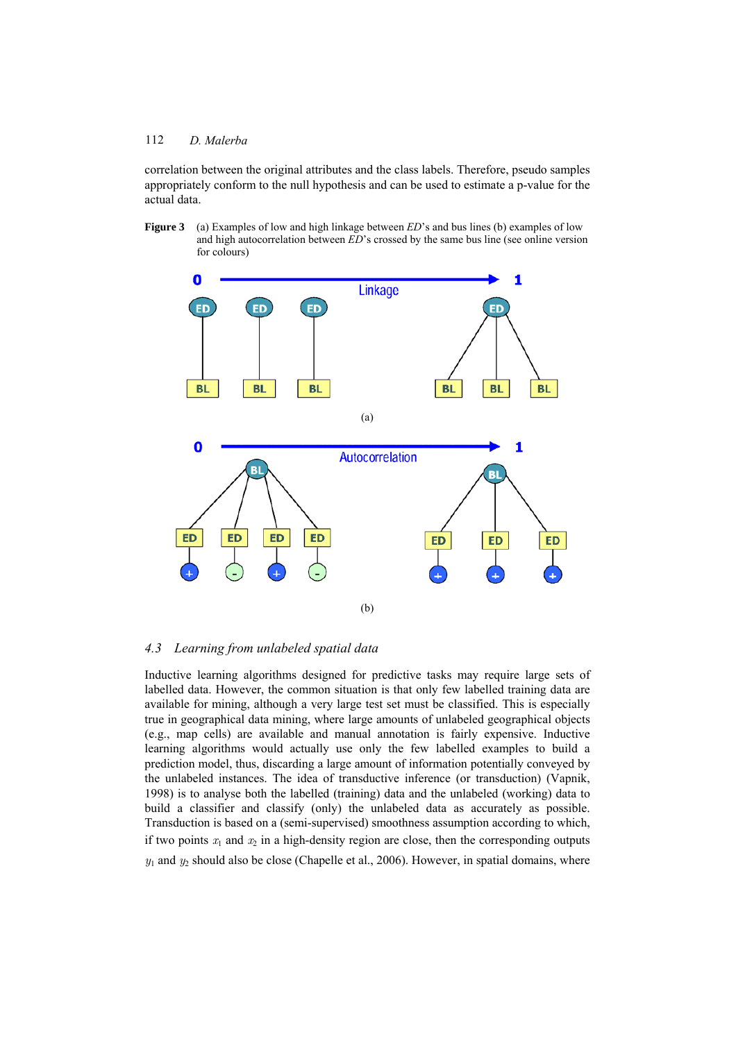correlation between the original attributes and the class labels. Therefore, pseudo samples appropriately conform to the null hypothesis and can be used to estimate a p-value for the actual data.

**Figure 3** (a) Examples of low and high linkage between *ED*'s and bus lines (b) examples of low and high autocorrelation between *ED*'s crossed by the same bus line (see online version for colours)

## 4.3 Learning from unlabeled spatial data

Inductive learning algorithms designed for predictive tasks may require large sets of labelled data. However, the common situation is that only few labelled training data are available for mining, although a very large test set must be classified. This is especially true in geographical data mining, where large amounts of unlabeled geographical objects (e.g., map cells) are available and manual annotation is fairly expensive. Inductive learning algorithms would actually use only the few labelled examples to build a prediction model, thus, discarding a large amount of information potentially conveyed by the unlabeled instances. The idea of transductive inference (or transduction) (Vapnik, 1998) is to analyse both the labelled (training) data and the unlabeled (working) data to build a classifier and classify (only) the unlabeled data as accurately as possible. Transduction is based on a (semi-supervised) smoothness assumption according to which, if two points $x_1$ and $x_2$ in a high-density region are close, then the corresponding outputs $y_1$ and $y_2$ should also be close (Chapelle et al., 2006). However, in spatial domains, where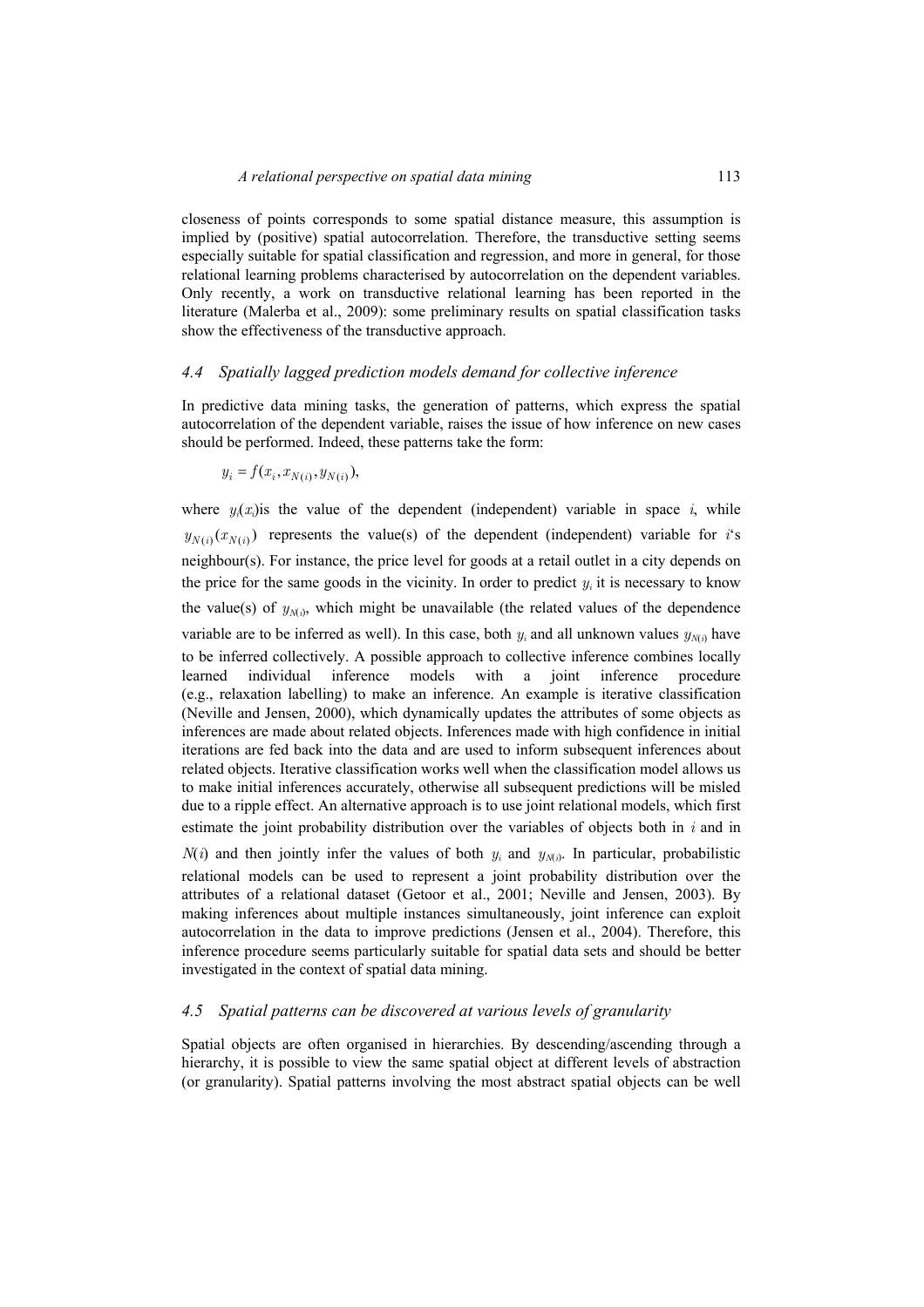closeness of points corresponds to some spatial distance measure, this assumption is implied by (positive) spatial autocorrelation. Therefore, the transductive setting seems especially suitable for spatial classification and regression, and more in general, for those relational learning problems characterised by autocorrelation on the dependent variables. Only recently, a work on transductive relational learning has been reported in the literature (Malerba et al., 2009): some preliminary results on spatial classification tasks show the effectiveness of the transductive approach.

### *4.4 Spatially lagged prediction models demand for collective inference*

In predictive data mining tasks, the generation of patterns, which express the spatial autocorrelation of the dependent variable, raises the issue of how inference on new cases should be performed. Indeed, these patterns take the form:

$$y_i = f(x_i, x_{N(i)}, y_{N(i)}),$$

where $y_i(x_i)$is the value of the dependent (independent) variable in space $i$, while $y_{N(i)}(x_{N(i)})$ represents the value(s) of the dependent (independent) variable for $i$'s neighbour(s). For instance, the price level for goods at a retail outlet in a city depends on the price for the same goods in the vicinity. In order to predict $y_i$ it is necessary to know the value(s) of $y_{N(i)}$, which might be unavailable (the related values of the dependence variable are to be inferred as well). In this case, both $y_i$ and all unknown values $y_{N(i)}$ have to be inferred collectively. A possible approach to collective inference combines locally learned individual inference models with a joint inference procedure (e.g., relaxation labelling) to make an inference. An example is iterative classification (Neville and Jensen, 2000), which dynamically updates the attributes of some objects as inferences are made about related objects. Inferences made with high confidence in initial iterations are fed back into the data and are used to inform subsequent inferences about related objects. Iterative classification works well when the classification model allows us to make initial inferences accurately, otherwise all subsequent predictions will be misled due to a ripple effect. An alternative approach is to use joint relational models, which first estimate the joint probability distribution over the variables of objects both in $i$ and in $N(i)$ and then jointly infer the values of both $y_i$ and $y_{N(i)}$. In particular, probabilistic relational models can be used to represent a joint probability distribution over the attributes of a relational dataset (Getoor et al., 2001; Neville and Jensen, 2003). By making inferences about multiple instances simultaneously, joint inference can exploit autocorrelation in the data to improve predictions (Jensen et al., 2004). Therefore, this inference procedure seems particularly suitable for spatial data sets and should be better investigated in the context of spatial data mining.

### *4.5 Spatial patterns can be discovered at various levels of granularity*

Spatial objects are often organised in hierarchies. By descending/ascending through a hierarchy, it is possible to view the same spatial object at different levels of abstraction (or granularity). Spatial patterns involving the most abstract spatial objects can be well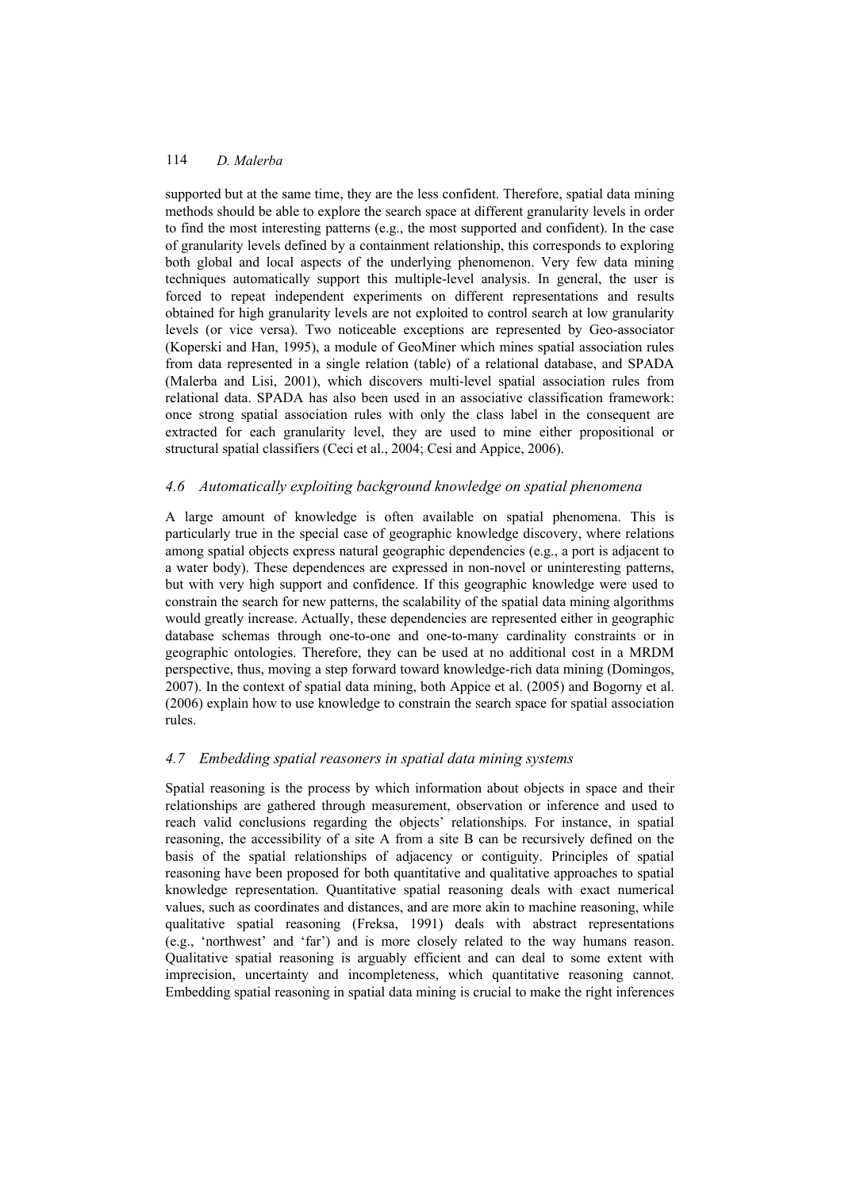supported but at the same time, they are the less confident. Therefore, spatial data mining methods should be able to explore the search space at different granularity levels in order to find the most interesting patterns (e.g., the most supported and confident). In the case of granularity levels defined by a containment relationship, this corresponds to exploring both global and local aspects of the underlying phenomenon. Very few data mining techniques automatically support this multiple-level analysis. In general, the user is forced to repeat independent experiments on different representations and results obtained for high granularity levels are not exploited to control search at low granularity levels (or vice versa). Two noticeable exceptions are represented by Geo-associator (Koperski and Han, 1995), a module of GeoMiner which mines spatial association rules from data represented in a single relation (table) of a relational database, and SPADA (Malerba and Lisi, 2001), which discovers multi-level spatial association rules from relational data. SPADA has also been used in an associative classification framework: once strong spatial association rules with only the class label in the consequent are extracted for each granularity level, they are used to mine either propositional or structural spatial classifiers (Ceci et al., 2004; Cesi and Appice, 2006).

### *4.6 Automatically exploiting background knowledge on spatial phenomena*

A large amount of knowledge is often available on spatial phenomena. This is particularly true in the special case of geographic knowledge discovery, where relations among spatial objects express natural geographic dependencies (e.g., a port is adjacent to a water body). These dependences are expressed in non-novel or uninteresting patterns, but with very high support and confidence. If this geographic knowledge were used to constrain the search for new patterns, the scalability of the spatial data mining algorithms would greatly increase. Actually, these dependencies are represented either in geographic database schemas through one-to-one and one-to-many cardinality constraints or in geographic ontologies. Therefore, they can be used at no additional cost in a MRDM perspective, thus, moving a step forward toward knowledge-rich data mining (Domingos, 2007). In the context of spatial data mining, both Appice et al. (2005) and Bogorny et al. (2006) explain how to use knowledge to constrain the search space for spatial association rules.

### *4.7 Embedding spatial reasoners in spatial data mining systems*

Spatial reasoning is the process by which information about objects in space and their relationships are gathered through measurement, observation or inference and used to reach valid conclusions regarding the objects' relationships. For instance, in spatial reasoning, the accessibility of a site A from a site B can be recursively defined on the basis of the spatial relationships of adjacency or contiguity. Principles of spatial reasoning have been proposed for both quantitative and qualitative approaches to spatial knowledge representation. Quantitative spatial reasoning deals with exact numerical values, such as coordinates and distances, and are more akin to machine reasoning, while qualitative spatial reasoning (Freksa, 1991) deals with abstract representations (e.g., 'northwest' and 'far') and is more closely related to the way humans reason. Qualitative spatial reasoning is arguably efficient and can deal to some extent with imprecision, uncertainty and incompleteness, which quantitative reasoning cannot. Embedding spatial reasoning in spatial data mining is crucial to make the right inferences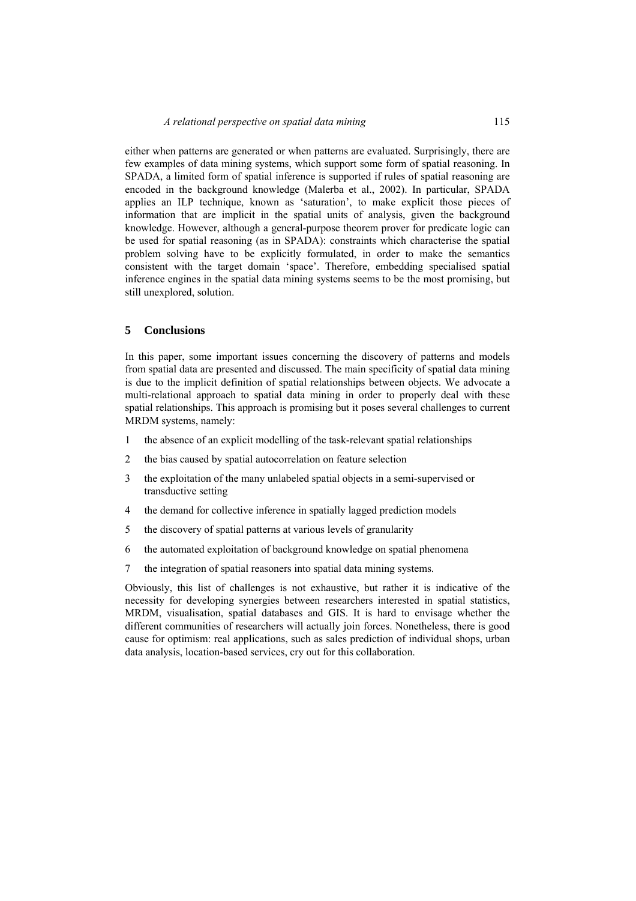either when patterns are generated or when patterns are evaluated. Surprisingly, there are few examples of data mining systems, which support some form of spatial reasoning. In SPADA, a limited form of spatial inference is supported if rules of spatial reasoning are encoded in the background knowledge (Malerba et al., 2002). In particular, SPADA applies an ILP technique, known as 'saturation', to make explicit those pieces of information that are implicit in the spatial units of analysis, given the background knowledge. However, although a general-purpose theorem prover for predicate logic can be used for spatial reasoning (as in SPADA): constraints which characterise the spatial problem solving have to be explicitly formulated, in order to make the semantics consistent with the target domain 'space'. Therefore, embedding specialised spatial inference engines in the spatial data mining systems seems to be the most promising, but still unexplored, solution.

## 5 Conclusions

In this paper, some important issues concerning the discovery of patterns and models from spatial data are presented and discussed. The main specificity of spatial data mining is due to the implicit definition of spatial relationships between objects. We advocate a multi-relational approach to spatial data mining in order to properly deal with these spatial relationships. This approach is promising but it poses several challenges to current MRDM systems, namely:

1. the absence of an explicit modelling of the task-relevant spatial relationships
2. the bias caused by spatial autocorrelation on feature selection
3. the exploitation of the many unlabeled spatial objects in a semi-supervised or transductive setting
4. the demand for collective inference in spatially lagged prediction models
5. the discovery of spatial patterns at various levels of granularity
6. the automated exploitation of background knowledge on spatial phenomena
7. the integration of spatial reasoners into spatial data mining systems.

Obviously, this list of challenges is not exhaustive, but rather it is indicative of the necessity for developing synergies between researchers interested in spatial statistics, MRDM, visualisation, spatial databases and GIS. It is hard to envisage whether the different communities of researchers will actually join forces. Nonetheless, there is good cause for optimism: real applications, such as sales prediction of individual shops, urban data analysis, location-based services, cry out for this collaboration.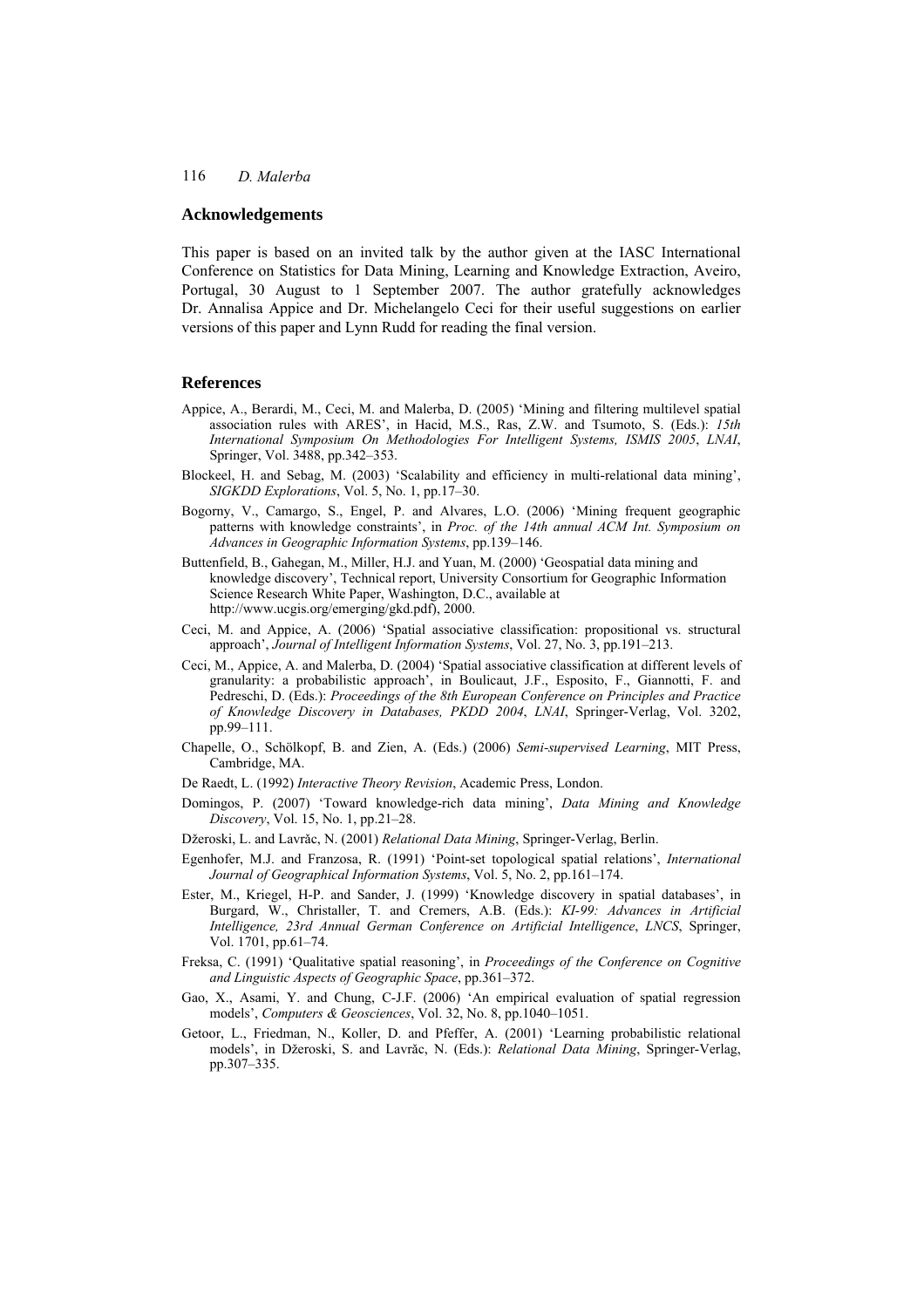## Acknowledgements

This paper is based on an invited talk by the author given at the IASC International Conference on Statistics for Data Mining, Learning and Knowledge Extraction, Aveiro, Portugal, 30 August to 1 September 2007. The author gratefully acknowledges Dr. Annalisa Appice and Dr. Michelangelo Ceci for their useful suggestions on earlier versions of this paper and Lynn Rudd for reading the final version.

## References

Appice, A., Berardi, M., Ceci, M. and Malerba, D. (2005) 'Mining and filtering multilevel spatial association rules with ARES', in Hacid, M.S., Ras, Z.W. and Tsumoto, S. (Eds.): *15th International Symposium On Methodologies For Intelligent Systems, ISMIS 2005*, *LNAI*, Springer, Vol. 3488, pp.342–353.

Blockeel, H. and Sebag, M. (2003) 'Scalability and efficiency in multi-relational data mining', *SIGKDD Explorations*, Vol. 5, No. 1, pp.17–30.

Bogorny, V., Camargo, S., Engel, P. and Alvares, L.O. (2006) 'Mining frequent geographic patterns with knowledge constraints', in *Proc. of the 14th annual ACM Int. Symposium on Advances in Geographic Information Systems*, pp.139–146.

Buttenfield, B., Gahegan, M., Miller, H.J. and Yuan, M. (2000) 'Geospatial data mining and knowledge discovery', Technical report, University Consortium for Geographic Information Science Research White Paper, Washington, D.C., available at http://www.ucgis.org/emerging/gkd.pdf), 2000.

Ceci, M. and Appice, A. (2006) 'Spatial associative classification: propositional vs. structural approach', *Journal of Intelligent Information Systems*, Vol. 27, No. 3, pp.191–213.

Ceci, M., Appice, A. and Malerba, D. (2004) 'Spatial associative classification at different levels of granularity: a probabilistic approach', in Boulicaut, J.F., Esposito, F., Giannotti, F. and Pedreschi, D. (Eds.): *Proceedings of the 8th European Conference on Principles and Practice of Knowledge Discovery in Databases, PKDD 2004*, *LNAI*, Springer-Verlag, Vol. 3202, pp.99–111.

Chapelle, O., Schölkopf, B. and Zien, A. (Eds.) (2006) *Semi-supervised Learning*, MIT Press, Cambridge, MA.

De Raedt, L. (1992) *Interactive Theory Revision*, Academic Press, London.

Domingos, P. (2007) 'Toward knowledge-rich data mining', *Data Mining and Knowledge Discovery*, Vol. 15, No. 1, pp.21–28.

Džeroski, L. and Lavrăc, N. (2001) *Relational Data Mining*, Springer-Verlag, Berlin.

Egenhofer, M.J. and Franzosa, R. (1991) 'Point-set topological spatial relations', *International Journal of Geographical Information Systems*, Vol. 5, No. 2, pp.161–174.

Ester, M., Kriegel, H-P. and Sander, J. (1999) 'Knowledge discovery in spatial databases', in Burgard, W., Christaller, T. and Cremers, A.B. (Eds.): *KI-99: Advances in Artificial Intelligence, 23rd Annual German Conference on Artificial Intelligence*, *LNCS*, Springer, Vol. 1701, pp.61–74.

Freksa, C. (1991) 'Qualitative spatial reasoning', in *Proceedings of the Conference on Cognitive and Linguistic Aspects of Geographic Space*, pp.361–372.

Gao, X., Asami, Y. and Chung, C-J.F. (2006) 'An empirical evaluation of spatial regression models', *Computers & Geosciences*, Vol. 32, No. 8, pp.1040–1051.

Getoor, L., Friedman, N., Koller, D. and Pfeffer, A. (2001) 'Learning probabilistic relational models', in Džeroski, S. and Lavrăc, N. (Eds.): *Relational Data Mining*, Springer-Verlag, pp.307–335.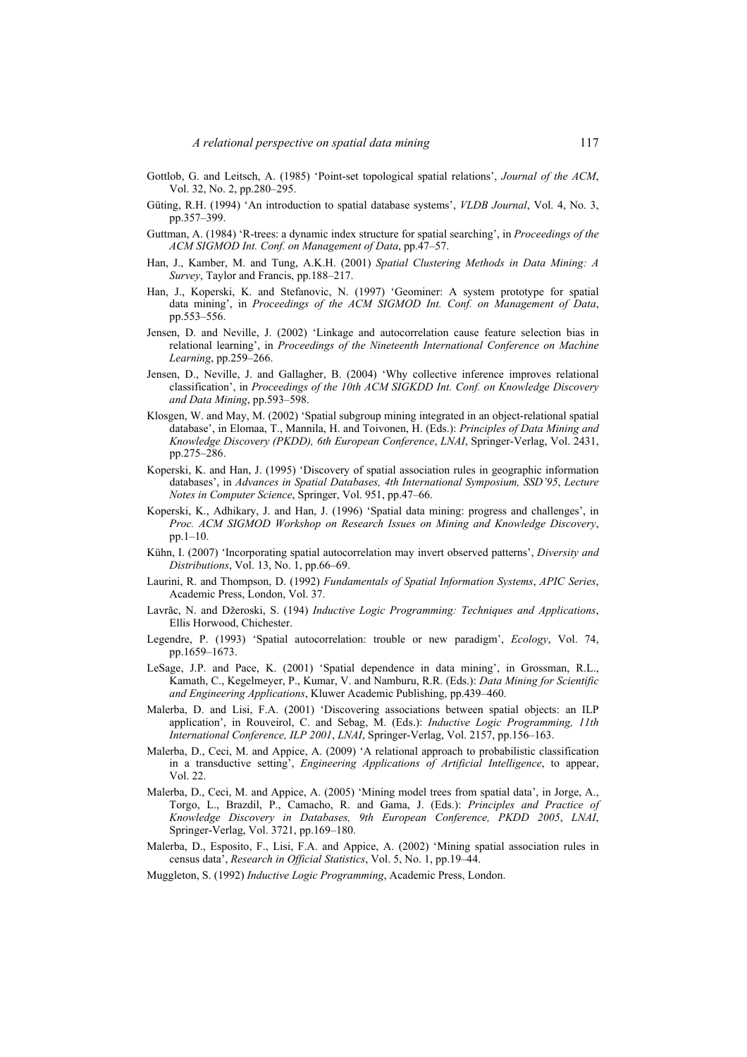Gottlob, G. and Leitsch, A. (1985) 'Point-set topological spatial relations', *Journal of the ACM*, Vol. 32, No. 2, pp.280–295.

Güting, R.H. (1994) 'An introduction to spatial database systems', *VLDB Journal*, Vol. 4, No. 3, pp.357–399.

Guttman, A. (1984) 'R-trees: a dynamic index structure for spatial searching', in *Proceedings of the ACM SIGMOD Int. Conf. on Management of Data*, pp.47–57.

Han, J., Kamber, M. and Tung, A.K.H. (2001) *Spatial Clustering Methods in Data Mining: A Survey*, Taylor and Francis, pp.188–217.

Han, J., Koperski, K. and Stefanovic, N. (1997) 'Geominer: A system prototype for spatial data mining', in *Proceedings of the ACM SIGMOD Int. Conf. on Management of Data*, pp.553–556.

Jensen, D. and Neville, J. (2002) 'Linkage and autocorrelation cause feature selection bias in relational learning', in *Proceedings of the Nineteenth International Conference on Machine Learning*, pp.259–266.

Jensen, D., Neville, J. and Gallagher, B. (2004) 'Why collective inference improves relational classification', in *Proceedings of the 10th ACM SIGKDD Int. Conf. on Knowledge Discovery and Data Mining*, pp.593–598.

Klosgen, W. and May, M. (2002) 'Spatial subgroup mining integrated in an object-relational spatial database', in Elomaa, T., Mannila, H. and Toivonen, H. (Eds.): *Principles of Data Mining and Knowledge Discovery (PKDD), 6th European Conference*, *LNAI*, Springer-Verlag, Vol. 2431, pp.275–286.

Koperski, K. and Han, J. (1995) 'Discovery of spatial association rules in geographic information databases', in *Advances in Spatial Databases, 4th International Symposium, SSD'95*, *Lecture Notes in Computer Science*, Springer, Vol. 951, pp.47–66.

Koperski, K., Adhikary, J. and Han, J. (1996) 'Spatial data mining: progress and challenges', in *Proc. ACM SIGMOD Workshop on Research Issues on Mining and Knowledge Discovery*, pp.1–10.

Kühn, I. (2007) 'Incorporating spatial autocorrelation may invert observed patterns', *Diversity and Distributions*, Vol. 13, No. 1, pp.66–69.

Laurini, R. and Thompson, D. (1992) *Fundamentals of Spatial Information Systems*, *APIC Series*, Academic Press, London, Vol. 37.

Lavrăc, N. and Džeroski, S. (194) *Inductive Logic Programming: Techniques and Applications*, Ellis Horwood, Chichester.

Legendre, P. (1993) 'Spatial autocorrelation: trouble or new paradigm', *Ecology*, Vol. 74, pp.1659–1673.

LeSage, J.P. and Pace, K. (2001) 'Spatial dependence in data mining', in Grossman, R.L., Kamath, C., Kegelmeyer, P., Kumar, V. and Namburu, R.R. (Eds.): *Data Mining for Scientific and Engineering Applications*, Kluwer Academic Publishing, pp.439–460.

Malerba, D. and Lisi, F.A. (2001) 'Discovering associations between spatial objects: an ILP application', in Rouveirol, C. and Sebag, M. (Eds.): *Inductive Logic Programming, 11th International Conference, ILP 2001*, *LNAI*, Springer-Verlag, Vol. 2157, pp.156–163.

Malerba, D., Ceci, M. and Appice, A. (2009) 'A relational approach to probabilistic classification in a transductive setting', *Engineering Applications of Artificial Intelligence*, to appear, Vol. 22.

Malerba, D., Ceci, M. and Appice, A. (2005) 'Mining model trees from spatial data', in Jorge, A., Torgo, L., Brazdil, P., Camacho, R. and Gama, J. (Eds.): *Principles and Practice of Knowledge Discovery in Databases, 9th European Conference, PKDD 2005*, *LNAI*, Springer-Verlag, Vol. 3721, pp.169–180.

Malerba, D., Esposito, F., Lisi, F.A. and Appice, A. (2002) 'Mining spatial association rules in census data', *Research in Official Statistics*, Vol. 5, No. 1, pp.19–44.

Muggleton, S. (1992) *Inductive Logic Programming*, Academic Press, London.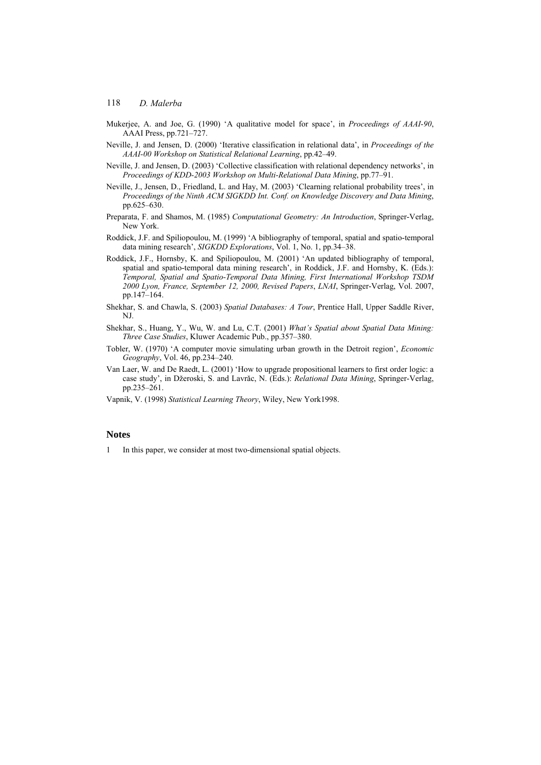Mukerjee, A. and Joe, G. (1990) 'A qualitative model for space', in *Proceedings of AAAI-90*, AAAI Press, pp.721–727.

Neville, J. and Jensen, D. (2000) 'Iterative classification in relational data', in *Proceedings of the AAAI-00 Workshop on Statistical Relational Learning*, pp.42–49.

Neville, J. and Jensen, D. (2003) 'Collective classification with relational dependency networks', in *Proceedings of KDD-2003 Workshop on Multi-Relational Data Mining*, pp.77–91.

Neville, J., Jensen, D., Friedland, L. and Hay, M. (2003) 'Clearning relational probability trees', in *Proceedings of the Ninth ACM SIGKDD Int. Conf. on Knowledge Discovery and Data Mining*, pp.625–630.

Preparata, F. and Shamos, M. (1985) *Computational Geometry: An Introduction*, Springer-Verlag, New York.

Roddick, J.F. and Spiliopoulou, M. (1999) 'A bibliography of temporal, spatial and spatio-temporal data mining research', *SIGKDD Explorations*, Vol. 1, No. 1, pp.34–38.

Roddick, J.F., Hornsby, K. and Spiliopoulou, M. (2001) 'An updated bibliography of temporal, spatial and spatio-temporal data mining research', in Roddick, J.F. and Hornsby, K. (Eds.): *Temporal, Spatial and Spatio-Temporal Data Mining, First International Workshop TSDM 2000 Lyon, France, September 12, 2000, Revised Papers*, *LNAI*, Springer-Verlag, Vol. 2007, pp.147–164.

Shekhar, S. and Chawla, S. (2003) *Spatial Databases: A Tour*, Prentice Hall, Upper Saddle River, NJ.

Shekhar, S., Huang, Y., Wu, W. and Lu, C.T. (2001) *What's Spatial about Spatial Data Mining: Three Case Studies*, Kluwer Academic Pub., pp.357–380.

Tobler, W. (1970) 'A computer movie simulating urban growth in the Detroit region', *Economic Geography*, Vol. 46, pp.234–240.

Van Laer, W. and De Raedt, L. (2001) 'How to upgrade propositional learners to first order logic: a case study', in Džeroski, S. and Lavrăc, N. (Eds.): *Relational Data Mining*, Springer-Verlag, pp.235–261.

Vapnik, V. (1998) *Statistical Learning Theory*, Wiley, New York1998.

## Notes

1 In this paper, we consider at most two-dimensional spatial objects.